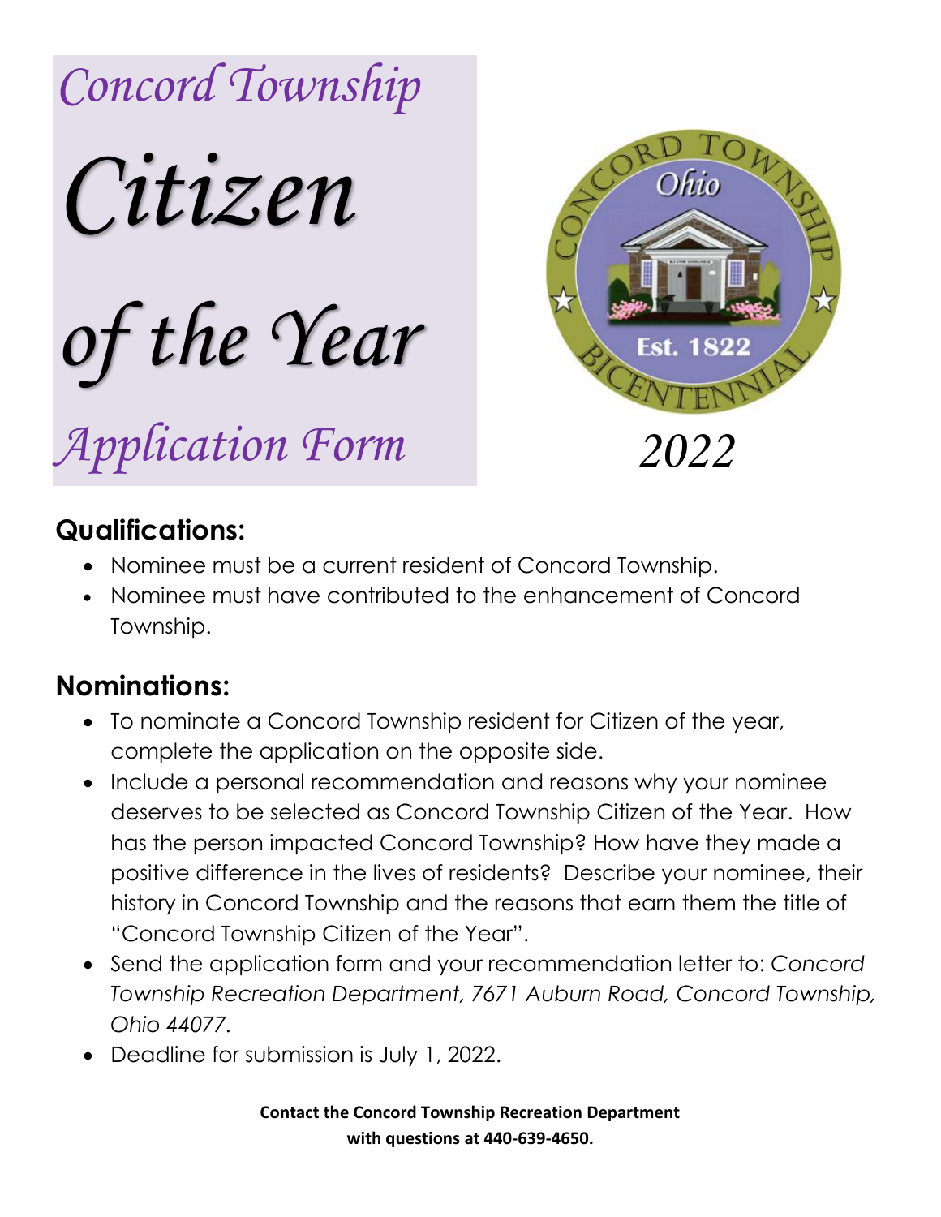# Concord Township Citizen of the Year Application Form

2022

## Qualifications:

- Nominee must be a current resident of Concord Township.
- Nominee must have contributed to the enhancement of Concord Township.

## Nominations:

- To nominate a Concord Township resident for Citizen of the year, complete the application on the opposite side.
- Include a personal recommendation and reasons why your nominee deserves to be selected as Concord Township Citizen of the Year. How has the person impacted Concord Township? How have they made a positive difference in the lives of residents? Describe your nominee, their history in Concord Township and the reasons that earn them the title of "Concord Township Citizen of the Year".
- Send the application form and your recommendation letter to: *Concord Township Recreation Department, 7671 Auburn Road, Concord Township, Ohio 44077.*
- Deadline for submission is July 1, 2022.

**Contact the Concord Township Recreation Department with questions at 440-639-4650.**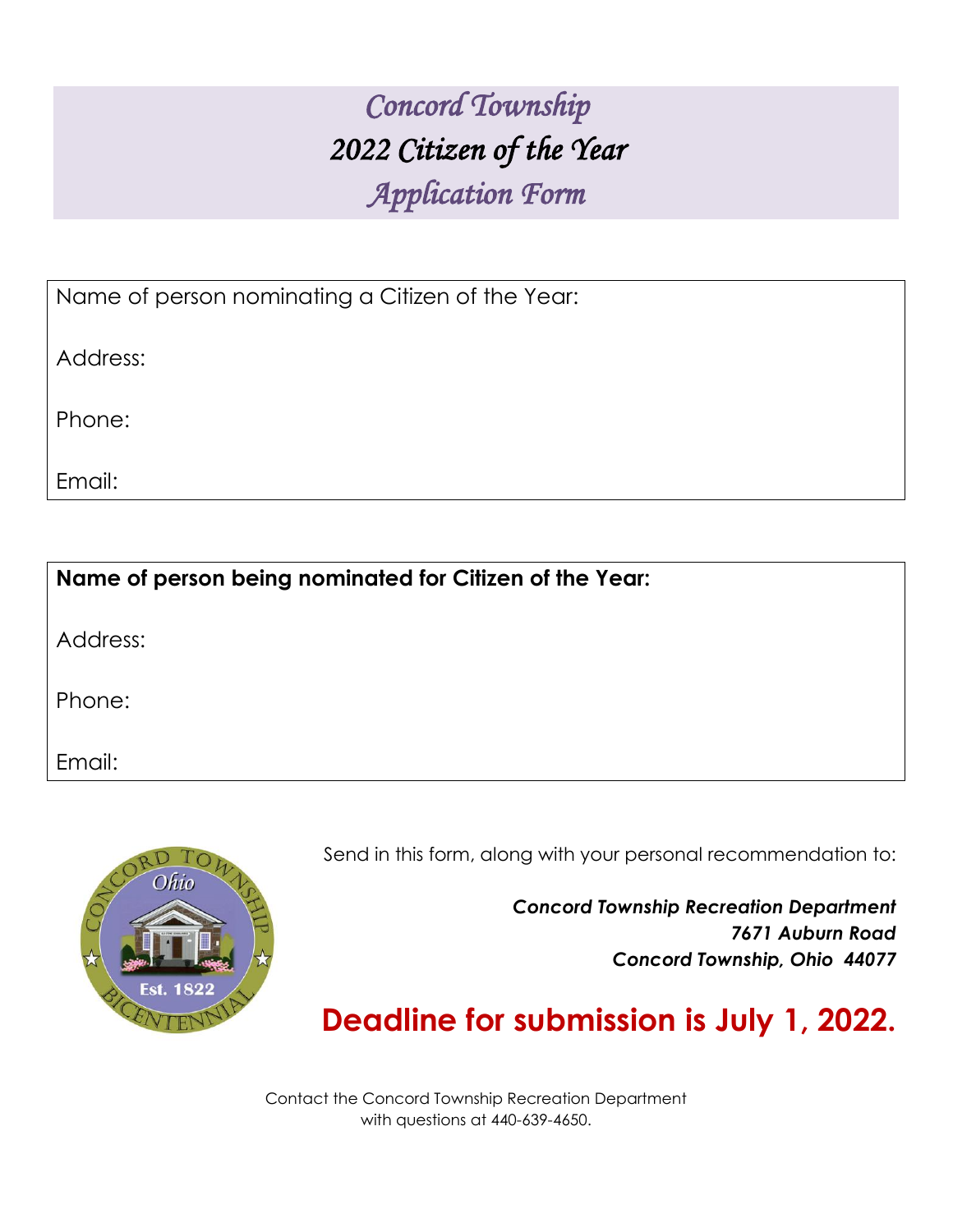# *Concord Township*
# *2022 Citizen of the Year*
# *Application Form*

Name of person nominating a Citizen of the Year:

Address:

Phone:

Email:

**Name of person being nominated for Citizen of the Year:**

Address:

Phone:

Email:

Send in this form, along with your personal recommendation to:

***Concord Township Recreation Department***
***7671 Auburn Road***
***Concord Township, Ohio 44077***

**Deadline for submission is July 1, 2022.**

Contact the Concord Township Recreation Department with questions at 440-639-4650.